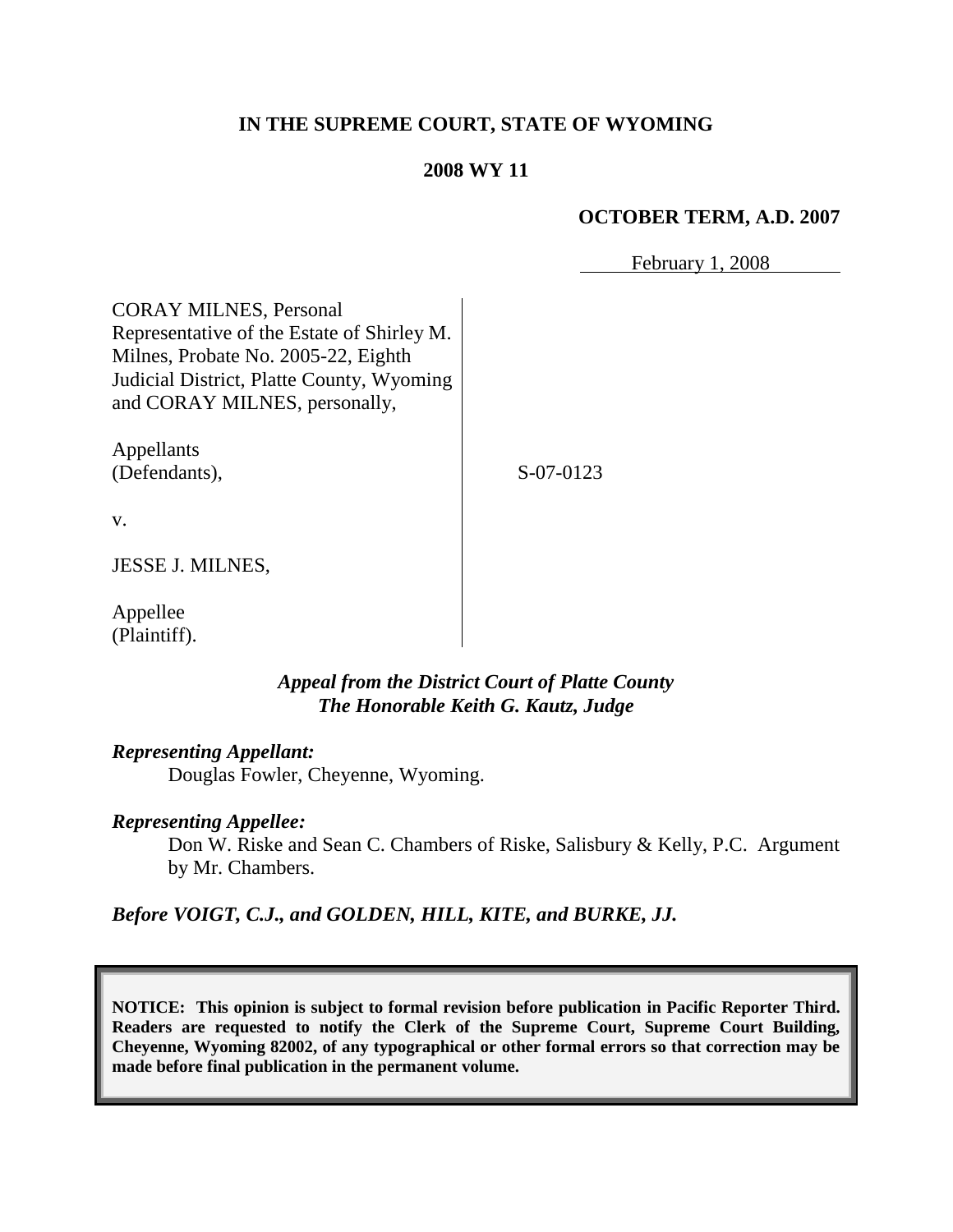**IN THE SUPREME COURT, STATE OF WYOMING**

**2008 WY 11**

**OCTOBER TERM, A.D. 2007**

February 1, 2008

CORAY MILNES, Personal Representative of the Estate of Shirley M. Milnes, Probate No. 2005-22, Eighth Judicial District, Platte County, Wyoming and CORAY MILNES, personally,

Appellants (Defendants),

v.

JESSE J. MILNES,

Appellee (Plaintiff).

S-07-0123

***Appeal from the District Court of Platte County***
***The Honorable Keith G. Kautz, Judge***

***Representing Appellant:***

Douglas Fowler, Cheyenne, Wyoming.

***Representing Appellee:***

Don W. Riske and Sean C. Chambers of Riske, Salisbury & Kelly, P.C. Argument by Mr. Chambers.

***Before VOIGT, C.J., and GOLDEN, HILL, KITE, and BURKE, JJ.***

**NOTICE: This opinion is subject to formal revision before publication in Pacific Reporter Third. Readers are requested to notify the Clerk of the Supreme Court, Supreme Court Building, Cheyenne, Wyoming 82002, of any typographical or other formal errors so that correction may be made before final publication in the permanent volume.**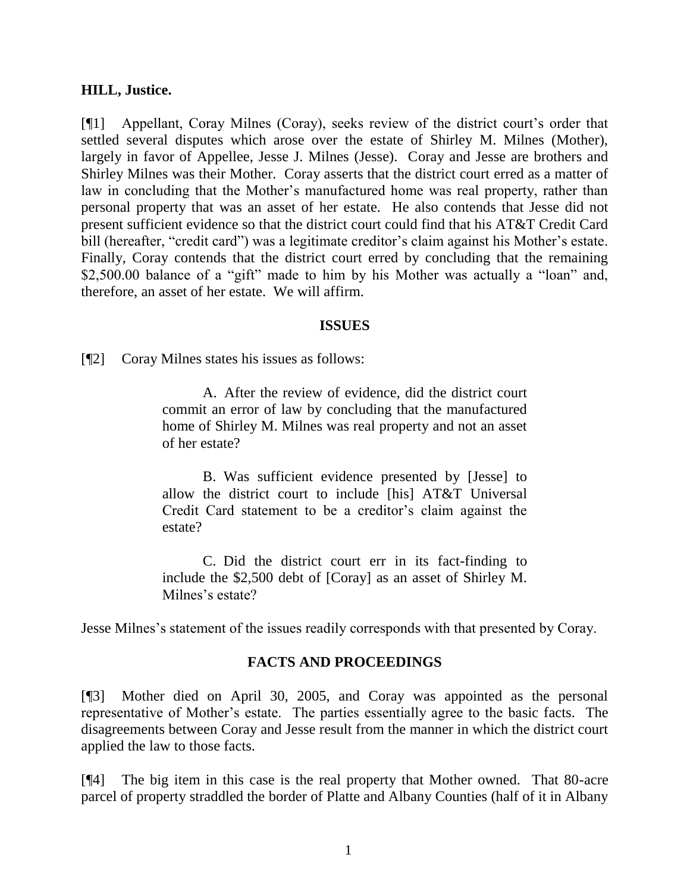**HILL, Justice.**

[¶1] Appellant, Coray Milnes (Coray), seeks review of the district court's order that settled several disputes which arose over the estate of Shirley M. Milnes (Mother), largely in favor of Appellee, Jesse J. Milnes (Jesse). Coray and Jesse are brothers and Shirley Milnes was their Mother. Coray asserts that the district court erred as a matter of law in concluding that the Mother's manufactured home was real property, rather than personal property that was an asset of her estate. He also contends that Jesse did not present sufficient evidence so that the district court could find that his AT&T Credit Card bill (hereafter, "credit card") was a legitimate creditor's claim against his Mother's estate. Finally, Coray contends that the district court erred by concluding that the remaining $2,500.00 balance of a "gift" made to him by his Mother was actually a "loan" and, therefore, an asset of her estate. We will affirm.

## ISSUES

[¶2] Coray Milnes states his issues as follows:

> A. After the review of evidence, did the district court commit an error of law by concluding that the manufactured home of Shirley M. Milnes was real property and not an asset of her estate?
>
> B. Was sufficient evidence presented by [Jesse] to allow the district court to include [his] AT&T Universal Credit Card statement to be a creditor's claim against the estate?
>
> C. Did the district court err in its fact-finding to include the $2,500 debt of [Coray] as an asset of Shirley M. Milnes's estate?

Jesse Milnes's statement of the issues readily corresponds with that presented by Coray.

## FACTS AND PROCEEDINGS

[¶3] Mother died on April 30, 2005, and Coray was appointed as the personal representative of Mother's estate. The parties essentially agree to the basic facts. The disagreements between Coray and Jesse result from the manner in which the district court applied the law to those facts.

[¶4] The big item in this case is the real property that Mother owned. That 80-acre parcel of property straddled the border of Platte and Albany Counties (half of it in Albany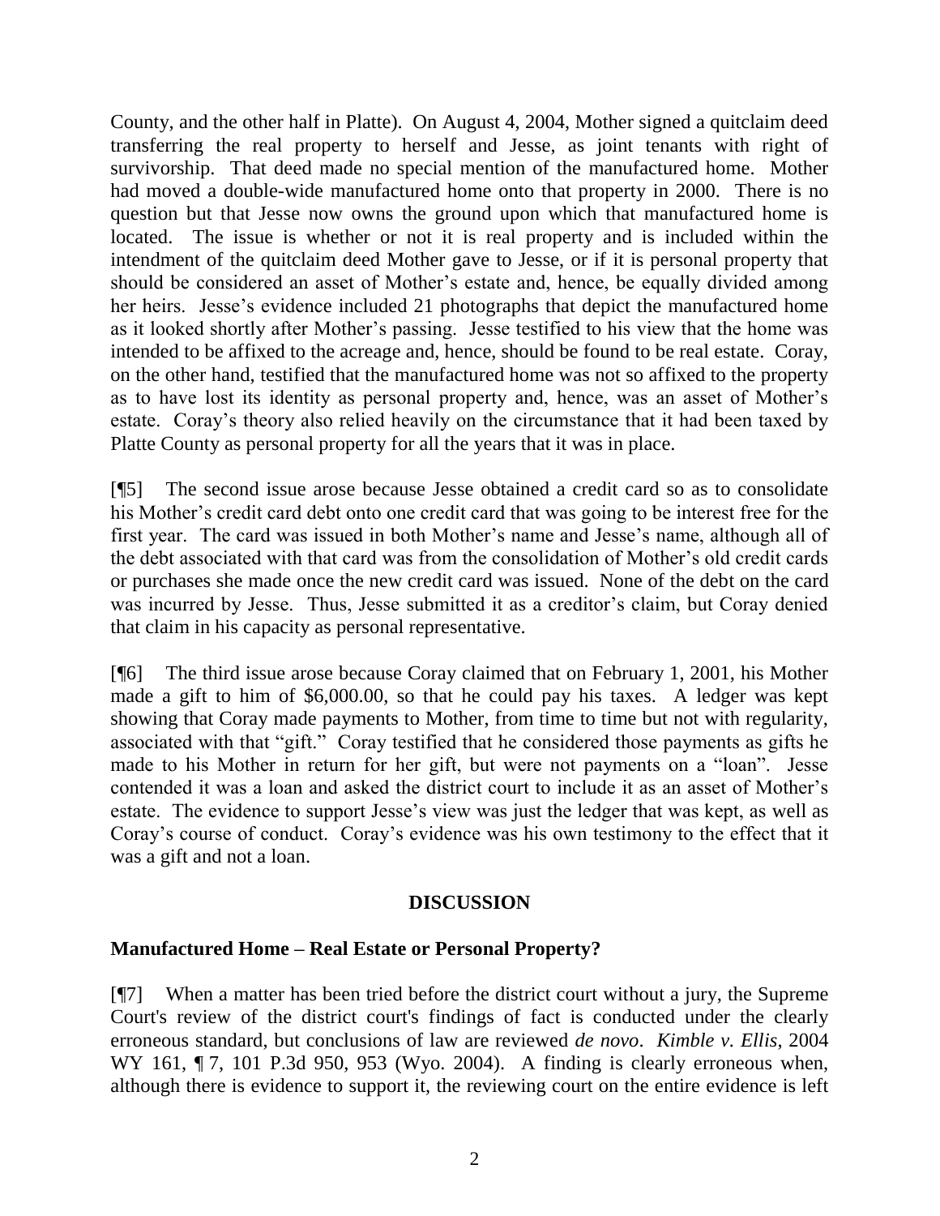County, and the other half in Platte). On August 4, 2004, Mother signed a quitclaim deed transferring the real property to herself and Jesse, as joint tenants with right of survivorship. That deed made no special mention of the manufactured home. Mother had moved a double-wide manufactured home onto that property in 2000. There is no question but that Jesse now owns the ground upon which that manufactured home is located. The issue is whether or not it is real property and is included within the intendment of the quitclaim deed Mother gave to Jesse, or if it is personal property that should be considered an asset of Mother's estate and, hence, be equally divided among her heirs. Jesse's evidence included 21 photographs that depict the manufactured home as it looked shortly after Mother's passing. Jesse testified to his view that the home was intended to be affixed to the acreage and, hence, should be found to be real estate. Coray, on the other hand, testified that the manufactured home was not so affixed to the property as to have lost its identity as personal property and, hence, was an asset of Mother's estate. Coray's theory also relied heavily on the circumstance that it had been taxed by Platte County as personal property for all the years that it was in place.

[¶5] The second issue arose because Jesse obtained a credit card so as to consolidate his Mother's credit card debt onto one credit card that was going to be interest free for the first year. The card was issued in both Mother's name and Jesse's name, although all of the debt associated with that card was from the consolidation of Mother's old credit cards or purchases she made once the new credit card was issued. None of the debt on the card was incurred by Jesse. Thus, Jesse submitted it as a creditor's claim, but Coray denied that claim in his capacity as personal representative.

[¶6] The third issue arose because Coray claimed that on February 1, 2001, his Mother made a gift to him of $6,000.00, so that he could pay his taxes. A ledger was kept showing that Coray made payments to Mother, from time to time but not with regularity, associated with that "gift." Coray testified that he considered those payments as gifts he made to his Mother in return for her gift, but were not payments on a "loan". Jesse contended it was a loan and asked the district court to include it as an asset of Mother's estate. The evidence to support Jesse's view was just the ledger that was kept, as well as Coray's course of conduct. Coray's evidence was his own testimony to the effect that it was a gift and not a loan.

## DISCUSSION

### Manufactured Home – Real Estate or Personal Property?

[¶7] When a matter has been tried before the district court without a jury, the Supreme Court's review of the district court's findings of fact is conducted under the clearly erroneous standard, but conclusions of law are reviewed *de novo*. *Kimble v. Ellis*, 2004 WY 161, ¶ 7, 101 P.3d 950, 953 (Wyo. 2004). A finding is clearly erroneous when, although there is evidence to support it, the reviewing court on the entire evidence is left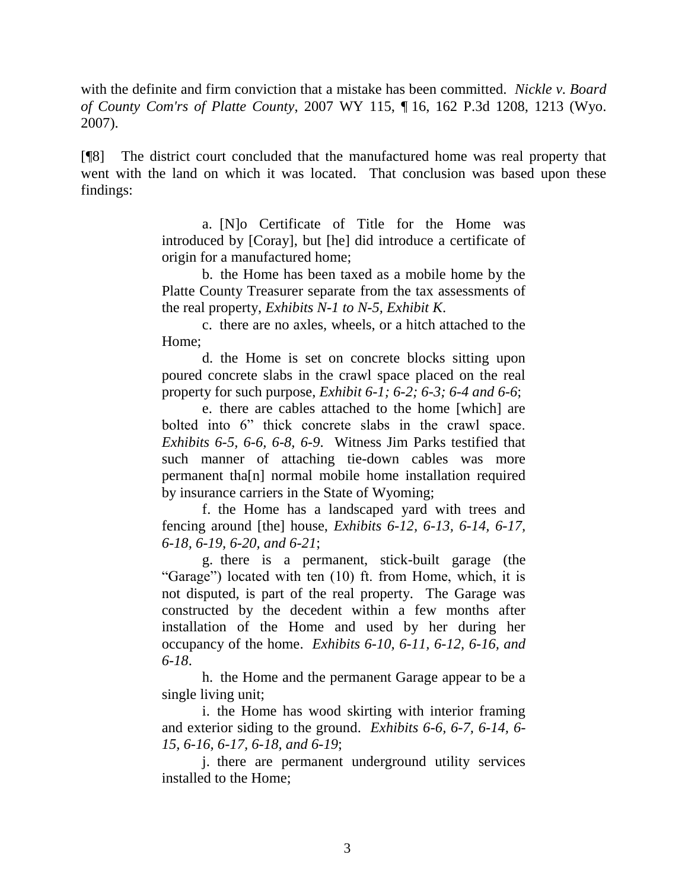with the definite and firm conviction that a mistake has been committed. *Nickle v. Board of County Com'rs of Platte County*, 2007 WY 115, ¶ 16, 162 P.3d 1208, 1213 (Wyo. 2007).

[¶8] The district court concluded that the manufactured home was real property that went with the land on which it was located. That conclusion was based upon these findings:

> a. [N]o Certificate of Title for the Home was introduced by [Coray], but [he] did introduce a certificate of origin for a manufactured home;
>
> b. the Home has been taxed as a mobile home by the Platte County Treasurer separate from the tax assessments of the real property, *Exhibits N-1 to N-5, Exhibit K*.
>
> c. there are no axles, wheels, or a hitch attached to the Home;
>
> d. the Home is set on concrete blocks sitting upon poured concrete slabs in the crawl space placed on the real property for such purpose, *Exhibit 6-1; 6-2; 6-3; 6-4 and 6-6*;
>
> e. there are cables attached to the home [which] are bolted into 6" thick concrete slabs in the crawl space. *Exhibits 6-5, 6-6, 6-8, 6-9*. Witness Jim Parks testified that such manner of attaching tie-down cables was more permanent tha[n] normal mobile home installation required by insurance carriers in the State of Wyoming;
>
> f. the Home has a landscaped yard with trees and fencing around [the] house, *Exhibits 6-12, 6-13, 6-14, 6-17, 6-18, 6-19, 6-20, and 6-21*;
>
> g. there is a permanent, stick-built garage (the "Garage") located with ten (10) ft. from Home, which, it is not disputed, is part of the real property. The Garage was constructed by the decedent within a few months after installation of the Home and used by her during her occupancy of the home. *Exhibits 6-10, 6-11, 6-12, 6-16, and 6-18*.
>
> h. the Home and the permanent Garage appear to be a single living unit;
>
> i. the Home has wood skirting with interior framing and exterior siding to the ground. *Exhibits 6-6, 6-7, 6-14, 6-15, 6-16, 6-17, 6-18, and 6-19*;
>
> j. there are permanent underground utility services installed to the Home;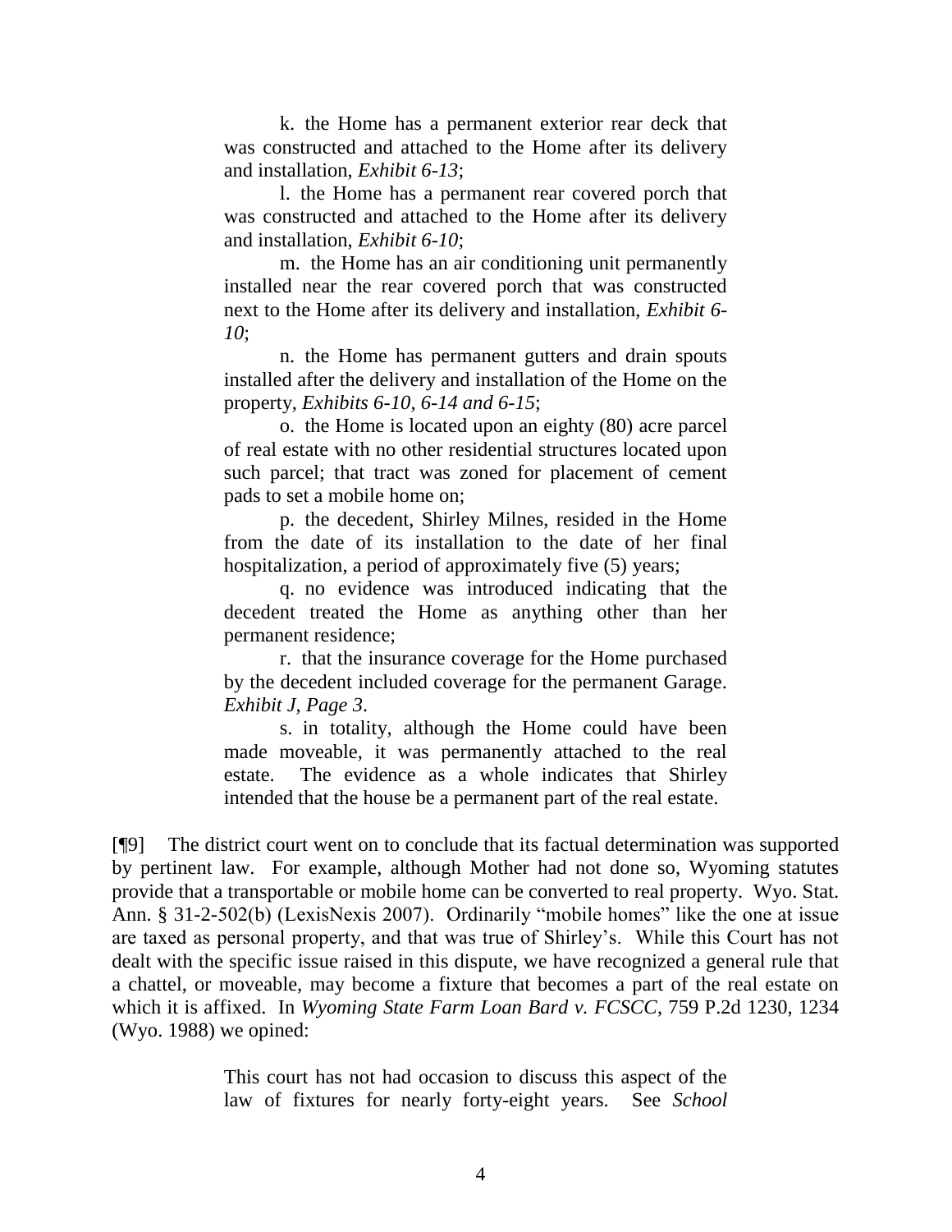k. the Home has a permanent exterior rear deck that was constructed and attached to the Home after its delivery and installation, *Exhibit 6-13*;

l. the Home has a permanent rear covered porch that was constructed and attached to the Home after its delivery and installation, *Exhibit 6-10*;

m. the Home has an air conditioning unit permanently installed near the rear covered porch that was constructed next to the Home after its delivery and installation, *Exhibit 6-10*;

n. the Home has permanent gutters and drain spouts installed after the delivery and installation of the Home on the property, *Exhibits 6-10, 6-14 and 6-15*;

o. the Home is located upon an eighty (80) acre parcel of real estate with no other residential structures located upon such parcel; that tract was zoned for placement of cement pads to set a mobile home on;

p. the decedent, Shirley Milnes, resided in the Home from the date of its installation to the date of her final hospitalization, a period of approximately five (5) years;

q. no evidence was introduced indicating that the decedent treated the Home as anything other than her permanent residence;

r. that the insurance coverage for the Home purchased by the decedent included coverage for the permanent Garage. *Exhibit J, Page 3*.

s. in totality, although the Home could have been made moveable, it was permanently attached to the real estate. The evidence as a whole indicates that Shirley intended that the house be a permanent part of the real estate.

[¶9] The district court went on to conclude that its factual determination was supported by pertinent law. For example, although Mother had not done so, Wyoming statutes provide that a transportable or mobile home can be converted to real property. Wyo. Stat. Ann. § 31-2-502(b) (LexisNexis 2007). Ordinarily "mobile homes" like the one at issue are taxed as personal property, and that was true of Shirley's. While this Court has not dealt with the specific issue raised in this dispute, we have recognized a general rule that a chattel, or moveable, may become a fixture that becomes a part of the real estate on which it is affixed. In *Wyoming State Farm Loan Bard v. FCSCC*, 759 P.2d 1230, 1234 (Wyo. 1988) we opined:

> This court has not had occasion to discuss this aspect of the law of fixtures for nearly forty-eight years. See *School*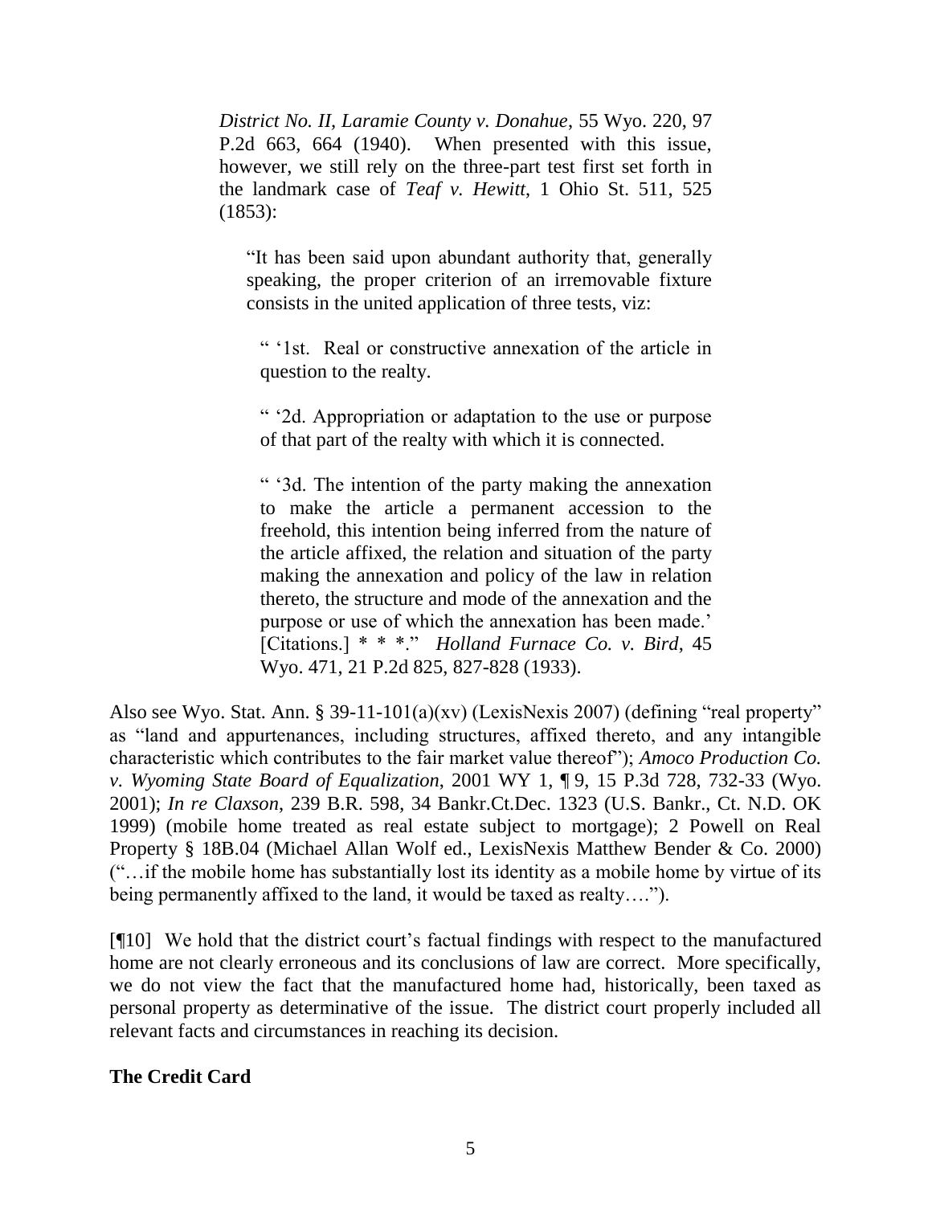*District No. II, Laramie County v. Donahue*, 55 Wyo. 220, 97 P.2d 663, 664 (1940). When presented with this issue, however, we still rely on the three-part test first set forth in the landmark case of *Teaf v. Hewitt*, 1 Ohio St. 511, 525 (1853):

> "It has been said upon abundant authority that, generally speaking, the proper criterion of an irremovable fixture consists in the united application of three tests, viz:
>
> " '1st. Real or constructive annexation of the article in question to the realty.
>
> " '2d. Appropriation or adaptation to the use or purpose of that part of the realty with which it is connected.
>
> " '3d. The intention of the party making the annexation to make the article a permanent accession to the freehold, this intention being inferred from the nature of the article affixed, the relation and situation of the party making the annexation and policy of the law in relation thereto, the structure and mode of the annexation and the purpose or use of which the annexation has been made.' [Citations.] * * *." *Holland Furnace Co. v. Bird*, 45 Wyo. 471, 21 P.2d 825, 827-828 (1933).

Also see Wyo. Stat. Ann. § 39-11-101(a)(xv) (LexisNexis 2007) (defining "real property" as "land and appurtenances, including structures, affixed thereto, and any intangible characteristic which contributes to the fair market value thereof"); *Amoco Production Co. v. Wyoming State Board of Equalization*, 2001 WY 1, ¶ 9, 15 P.3d 728, 732-33 (Wyo. 2001); *In re Claxson*, 239 B.R. 598, 34 Bankr.Ct.Dec. 1323 (U.S. Bankr., Ct. N.D. OK 1999) (mobile home treated as real estate subject to mortgage); 2 Powell on Real Property § 18B.04 (Michael Allan Wolf ed., LexisNexis Matthew Bender & Co. 2000) ("…if the mobile home has substantially lost its identity as a mobile home by virtue of its being permanently affixed to the land, it would be taxed as realty….").

[¶10] We hold that the district court's factual findings with respect to the manufactured home are not clearly erroneous and its conclusions of law are correct. More specifically, we do not view the fact that the manufactured home had, historically, been taxed as personal property as determinative of the issue. The district court properly included all relevant facts and circumstances in reaching its decision.

**The Credit Card**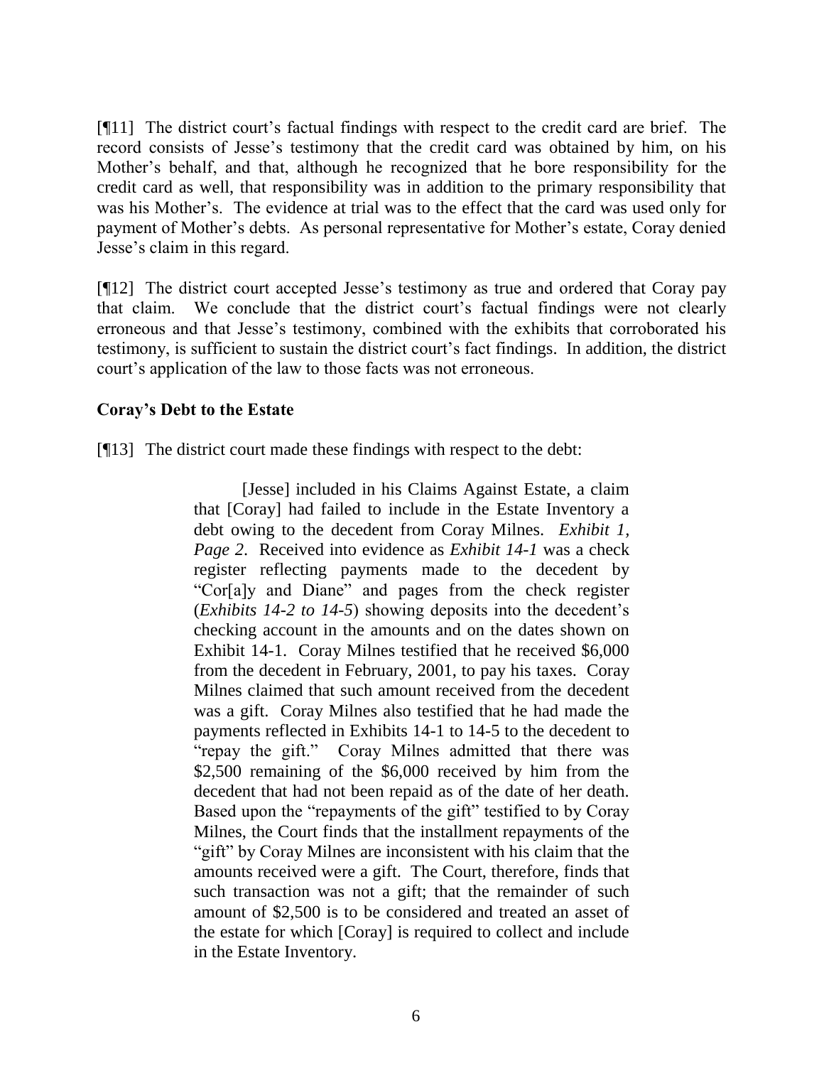[¶11] The district court's factual findings with respect to the credit card are brief. The record consists of Jesse's testimony that the credit card was obtained by him, on his Mother's behalf, and that, although he recognized that he bore responsibility for the credit card as well, that responsibility was in addition to the primary responsibility that was his Mother's. The evidence at trial was to the effect that the card was used only for payment of Mother's debts. As personal representative for Mother's estate, Coray denied Jesse's claim in this regard.

[¶12] The district court accepted Jesse's testimony as true and ordered that Coray pay that claim. We conclude that the district court's factual findings were not clearly erroneous and that Jesse's testimony, combined with the exhibits that corroborated his testimony, is sufficient to sustain the district court's fact findings. In addition, the district court's application of the law to those facts was not erroneous.

**Coray's Debt to the Estate**

[¶13] The district court made these findings with respect to the debt:

> [Jesse] included in his Claims Against Estate, a claim that [Coray] had failed to include in the Estate Inventory a debt owing to the decedent from Coray Milnes. *Exhibit 1, Page 2*. Received into evidence as *Exhibit 14-1* was a check register reflecting payments made to the decedent by "Cor[a]y and Diane" and pages from the check register (*Exhibits 14-2 to 14-5*) showing deposits into the decedent's checking account in the amounts and on the dates shown on Exhibit 14-1. Coray Milnes testified that he received $6,000 from the decedent in February, 2001, to pay his taxes. Coray Milnes claimed that such amount received from the decedent was a gift. Coray Milnes also testified that he had made the payments reflected in Exhibits 14-1 to 14-5 to the decedent to "repay the gift." Coray Milnes admitted that there was $2,500 remaining of the $6,000 received by him from the decedent that had not been repaid as of the date of her death. Based upon the "repayments of the gift" testified to by Coray Milnes, the Court finds that the installment repayments of the "gift" by Coray Milnes are inconsistent with his claim that the amounts received were a gift. The Court, therefore, finds that such transaction was not a gift; that the remainder of such amount of $2,500 is to be considered and treated an asset of the estate for which [Coray] is required to collect and include in the Estate Inventory.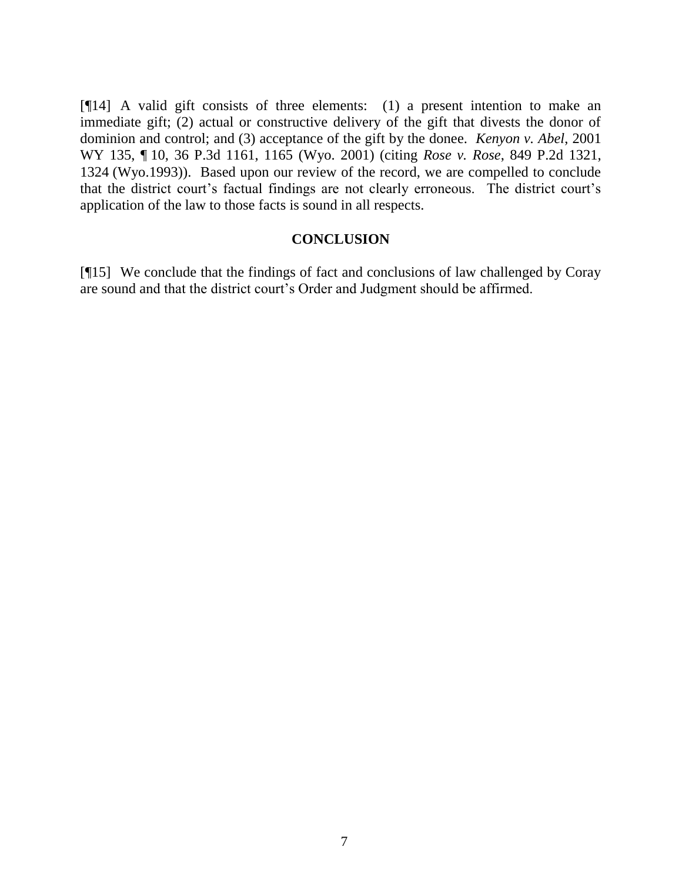[¶14] A valid gift consists of three elements: (1) a present intention to make an immediate gift; (2) actual or constructive delivery of the gift that divests the donor of dominion and control; and (3) acceptance of the gift by the donee. *Kenyon v. Abel*, 2001 WY 135, ¶ 10, 36 P.3d 1161, 1165 (Wyo. 2001) (citing *Rose v. Rose*, 849 P.2d 1321, 1324 (Wyo.1993)). Based upon our review of the record, we are compelled to conclude that the district court's factual findings are not clearly erroneous. The district court's application of the law to those facts is sound in all respects.

## CONCLUSION

[¶15] We conclude that the findings of fact and conclusions of law challenged by Coray are sound and that the district court's Order and Judgment should be affirmed.